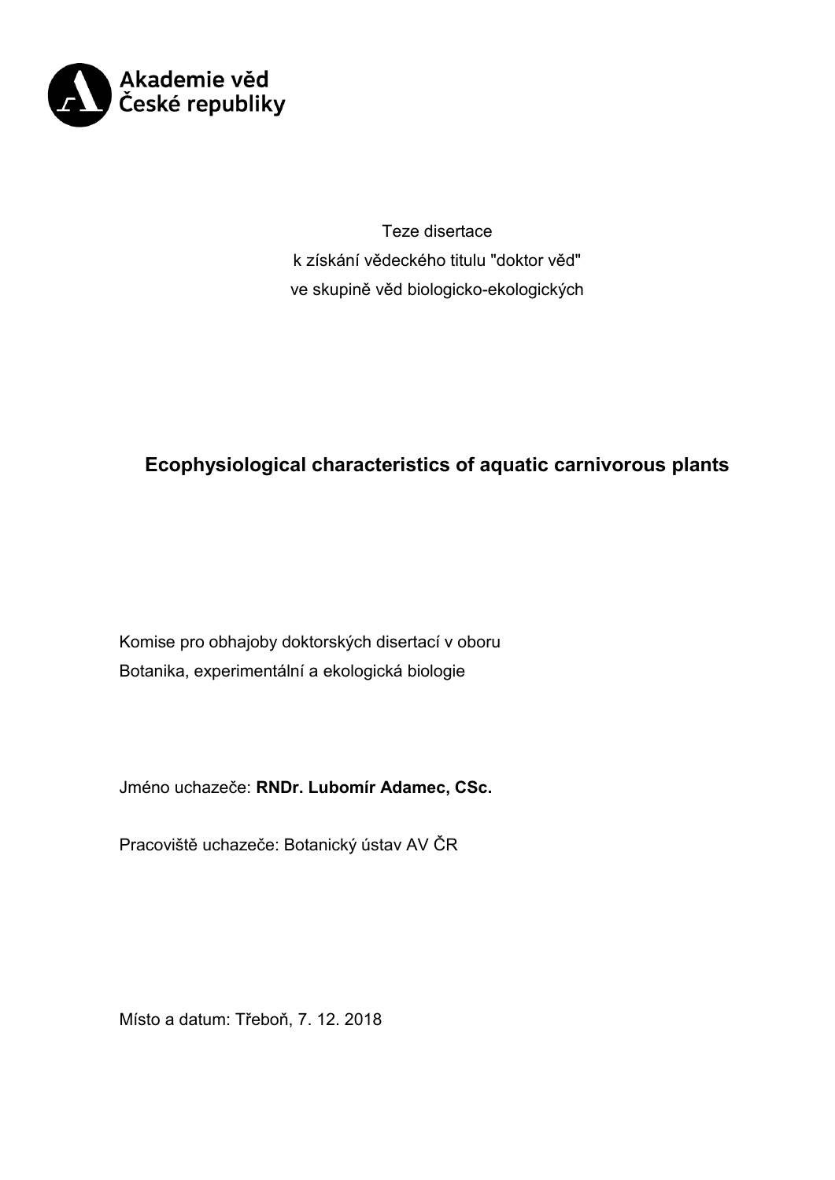Akademie věd
České republiky

Teze disertace
k získání vědeckého titulu "doktor věd"
ve skupině věd biologicko-ekologických

# Ecophysiological characteristics of aquatic carnivorous plants

Komise pro obhajoby doktorských disertací v oboru
Botanika, experimentální a ekologická biologie

Jméno uchazeče: **RNDr. Lubomír Adamec, CSc.**

Pracoviště uchazeče: Botanický ústav AV ČR

Místo a datum: Třeboň, 7. 12. 2018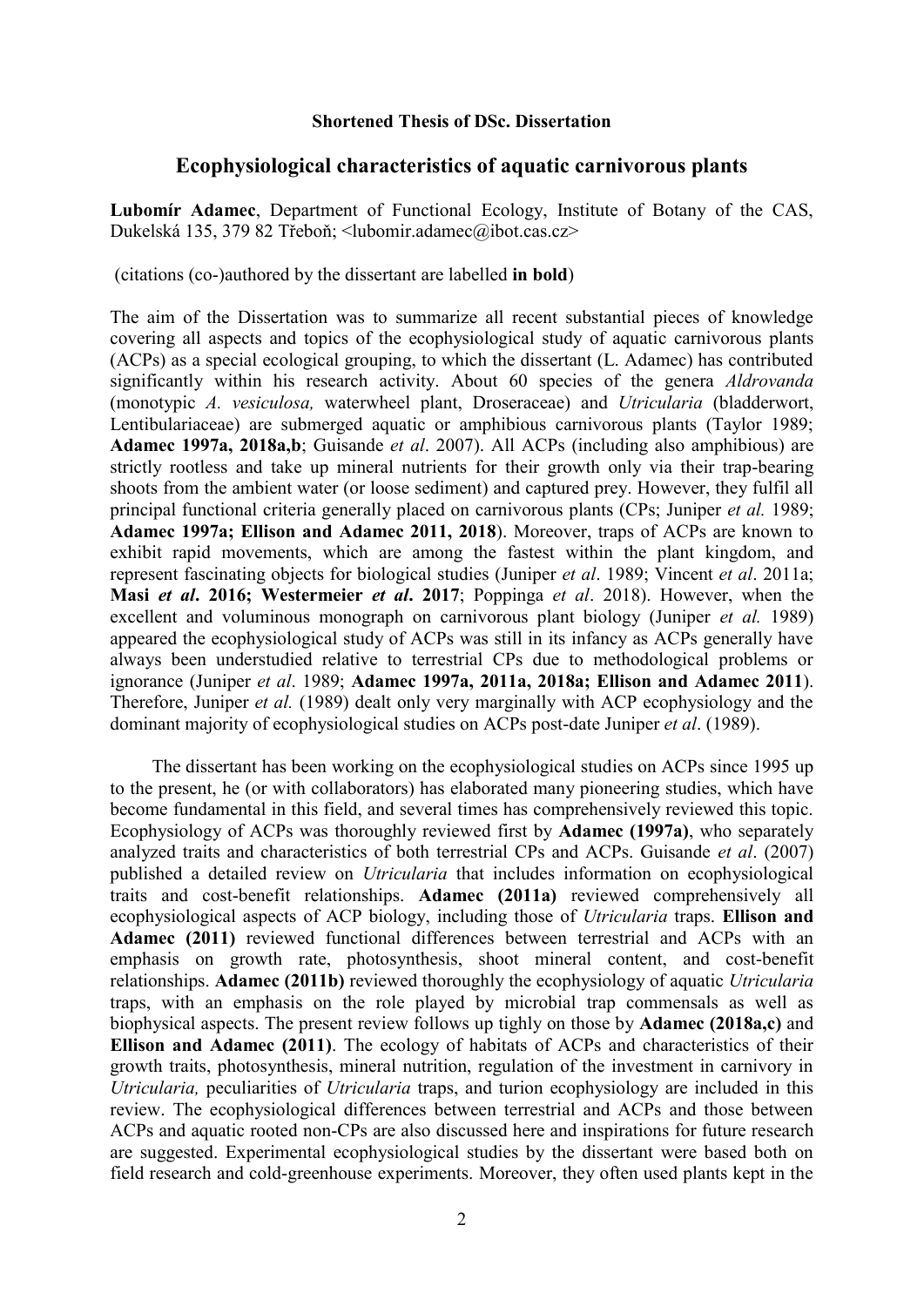**Shortened Thesis of DSc. Dissertation**

## Ecophysiological characteristics of aquatic carnivorous plants

**Lubomír Adamec**, Department of Functional Ecology, Institute of Botany of the CAS, Dukelská 135, 379 82 Třeboň; <lubomir.adamec@ibot.cas.cz>

(citations (co-)authored by the dissertant are labelled **in bold**)

The aim of the Dissertation was to summarize all recent substantial pieces of knowledge covering all aspects and topics of the ecophysiological study of aquatic carnivorous plants (ACPs) as a special ecological grouping, to which the dissertant (L. Adamec) has contributed significantly within his research activity. About 60 species of the genera *Aldrovanda* (monotypic *A. vesiculosa,* waterwheel plant, Droseraceae) and *Utricularia* (bladderwort, Lentibulariaceae) are submerged aquatic or amphibious carnivorous plants (Taylor 1989; **Adamec 1997a, 2018a,b**; Guisande *et al*. 2007). All ACPs (including also amphibious) are strictly rootless and take up mineral nutrients for their growth only via their trap-bearing shoots from the ambient water (or loose sediment) and captured prey. However, they fulfil all principal functional criteria generally placed on carnivorous plants (CPs; Juniper *et al.* 1989; **Adamec 1997a; Ellison and Adamec 2011, 2018**). Moreover, traps of ACPs are known to exhibit rapid movements, which are among the fastest within the plant kingdom, and represent fascinating objects for biological studies (Juniper *et al*. 1989; Vincent *et al*. 2011a; **Masi *et al*. 2016; Westermeier *et al*. 2017**; Poppinga *et al*. 2018). However, when the excellent and voluminous monograph on carnivorous plant biology (Juniper *et al.* 1989) appeared the ecophysiological study of ACPs was still in its infancy as ACPs generally have always been understudied relative to terrestrial CPs due to methodological problems or ignorance (Juniper *et al*. 1989; **Adamec 1997a, 2011a, 2018a; Ellison and Adamec 2011**). Therefore, Juniper *et al.* (1989) dealt only very marginally with ACP ecophysiology and the dominant majority of ecophysiological studies on ACPs post-date Juniper *et al*. (1989).

The dissertant has been working on the ecophysiological studies on ACPs since 1995 up to the present, he (or with collaborators) has elaborated many pioneering studies, which have become fundamental in this field, and several times has comprehensively reviewed this topic. Ecophysiology of ACPs was thoroughly reviewed first by **Adamec (1997a)**, who separately analyzed traits and characteristics of both terrestrial CPs and ACPs. Guisande *et al*. (2007) published a detailed review on *Utricularia* that includes information on ecophysiological traits and cost-benefit relationships. **Adamec (2011a)** reviewed comprehensively all ecophysiological aspects of ACP biology, including those of *Utricularia* traps. **Ellison and Adamec (2011)** reviewed functional differences between terrestrial and ACPs with an emphasis on growth rate, photosynthesis, shoot mineral content, and cost-benefit relationships. **Adamec (2011b)** reviewed thoroughly the ecophysiology of aquatic *Utricularia* traps, with an emphasis on the role played by microbial trap commensals as well as biophysical aspects. The present review follows up tighly on those by **Adamec (2018a,c)** and **Ellison and Adamec (2011)**. The ecology of habitats of ACPs and characteristics of their growth traits, photosynthesis, mineral nutrition, regulation of the investment in carnivory in *Utricularia,* peculiarities of *Utricularia* traps, and turion ecophysiology are included in this review. The ecophysiological differences between terrestrial and ACPs and those between ACPs and aquatic rooted non-CPs are also discussed here and inspirations for future research are suggested. Experimental ecophysiological studies by the dissertant were based both on field research and cold-greenhouse experiments. Moreover, they often used plants kept in the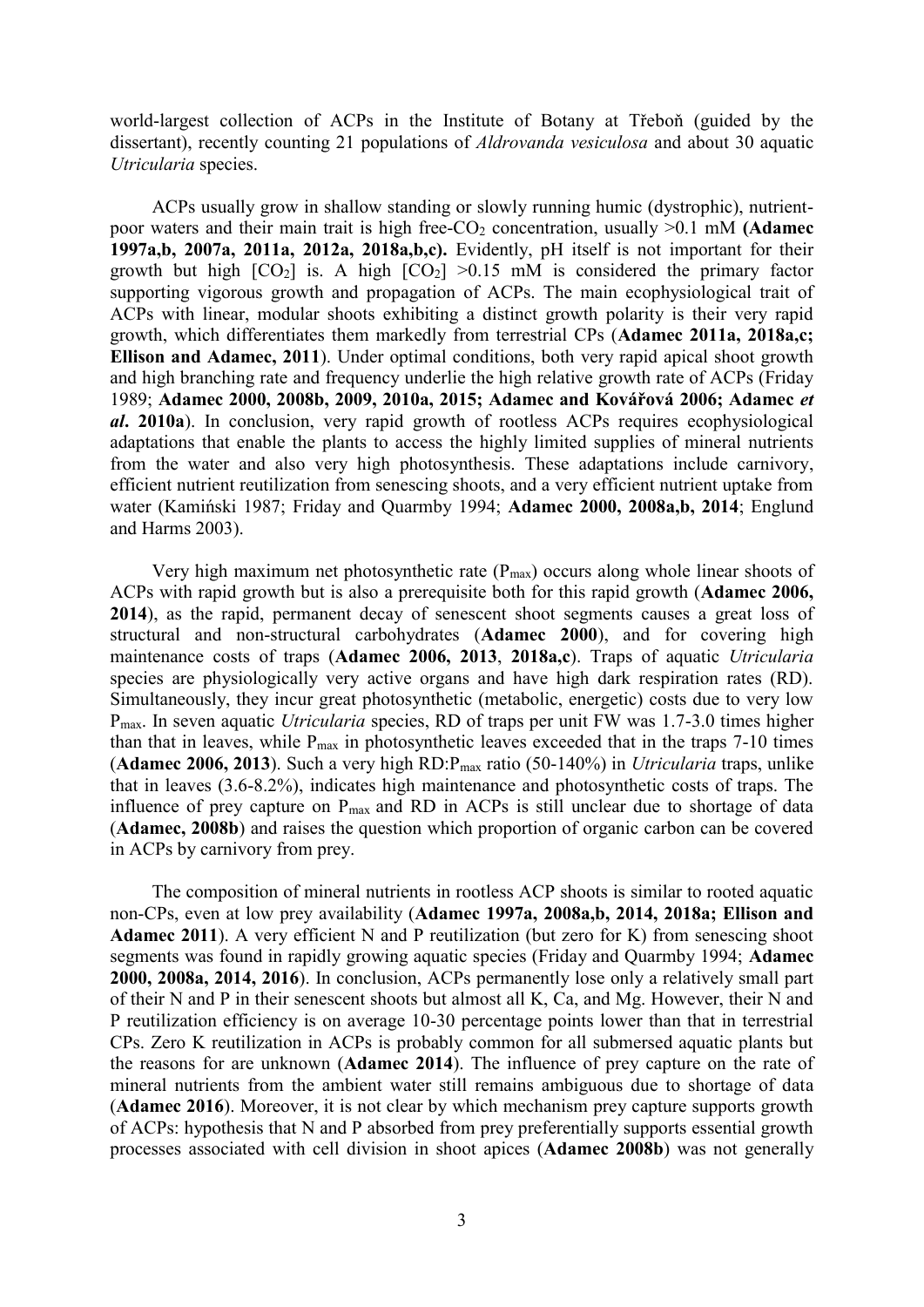world-largest collection of ACPs in the Institute of Botany at Třeboň (guided by the dissertant), recently counting 21 populations of *Aldrovanda vesiculosa* and about 30 aquatic *Utricularia* species.

ACPs usually grow in shallow standing or slowly running humic (dystrophic), nutrient-poor waters and their main trait is high free-$CO_2$ concentration, usually >0.1 mM **(Adamec 1997a,b, 2007a, 2011a, 2012a, 2018a,b,c).** Evidently, pH itself is not important for their growth but high $[CO_2]$ is. A high $[CO_2]$ >0.15 mM is considered the primary factor supporting vigorous growth and propagation of ACPs. The main ecophysiological trait of ACPs with linear, modular shoots exhibiting a distinct growth polarity is their very rapid growth, which differentiates them markedly from terrestrial CPs (**Adamec 2011a, 2018a,c; Ellison and Adamec, 2011**). Under optimal conditions, both very rapid apical shoot growth and high branching rate and frequency underlie the high relative growth rate of ACPs (Friday 1989; **Adamec 2000, 2008b, 2009, 2010a, 2015; Adamec and Kovářová 2006; Adamec *et al*. 2010a**). In conclusion, very rapid growth of rootless ACPs requires ecophysiological adaptations that enable the plants to access the highly limited supplies of mineral nutrients from the water and also very high photosynthesis. These adaptations include carnivory, efficient nutrient reutilization from senescing shoots, and a very efficient nutrient uptake from water (Kamiński 1987; Friday and Quarmby 1994; **Adamec 2000, 2008a,b, 2014**; Englund and Harms 2003).

Very high maximum net photosynthetic rate ($P_{max}$) occurs along whole linear shoots of ACPs with rapid growth but is also a prerequisite both for this rapid growth (**Adamec 2006, 2014**), as the rapid, permanent decay of senescent shoot segments causes a great loss of structural and non-structural carbohydrates (**Adamec 2000**), and for covering high maintenance costs of traps (**Adamec 2006, 2013**, **2018a,c**). Traps of aquatic *Utricularia* species are physiologically very active organs and have high dark respiration rates (RD). Simultaneously, they incur great photosynthetic (metabolic, energetic) costs due to very low $P_{max}$. In seven aquatic *Utricularia* species, RD of traps per unit FW was 1.7-3.0 times higher than that in leaves, while $P_{max}$ in photosynthetic leaves exceeded that in the traps 7-10 times (**Adamec 2006, 2013**). Such a very high RD:$P_{max}$ ratio (50-140%) in *Utricularia* traps, unlike that in leaves (3.6-8.2%), indicates high maintenance and photosynthetic costs of traps. The influence of prey capture on $P_{max}$ and RD in ACPs is still unclear due to shortage of data (**Adamec, 2008b**) and raises the question which proportion of organic carbon can be covered in ACPs by carnivory from prey.

The composition of mineral nutrients in rootless ACP shoots is similar to rooted aquatic non-CPs, even at low prey availability (**Adamec 1997a, 2008a,b, 2014, 2018a; Ellison and Adamec 2011**). A very efficient N and P reutilization (but zero for K) from senescing shoot segments was found in rapidly growing aquatic species (Friday and Quarmby 1994; **Adamec 2000, 2008a, 2014, 2016**). In conclusion, ACPs permanently lose only a relatively small part of their N and P in their senescent shoots but almost all K, Ca, and Mg. However, their N and P reutilization efficiency is on average 10-30 percentage points lower than that in terrestrial CPs. Zero K reutilization in ACPs is probably common for all submersed aquatic plants but the reasons for are unknown (**Adamec 2014**). The influence of prey capture on the rate of mineral nutrients from the ambient water still remains ambiguous due to shortage of data (**Adamec 2016**). Moreover, it is not clear by which mechanism prey capture supports growth of ACPs: hypothesis that N and P absorbed from prey preferentially supports essential growth processes associated with cell division in shoot apices (**Adamec 2008b**) was not generally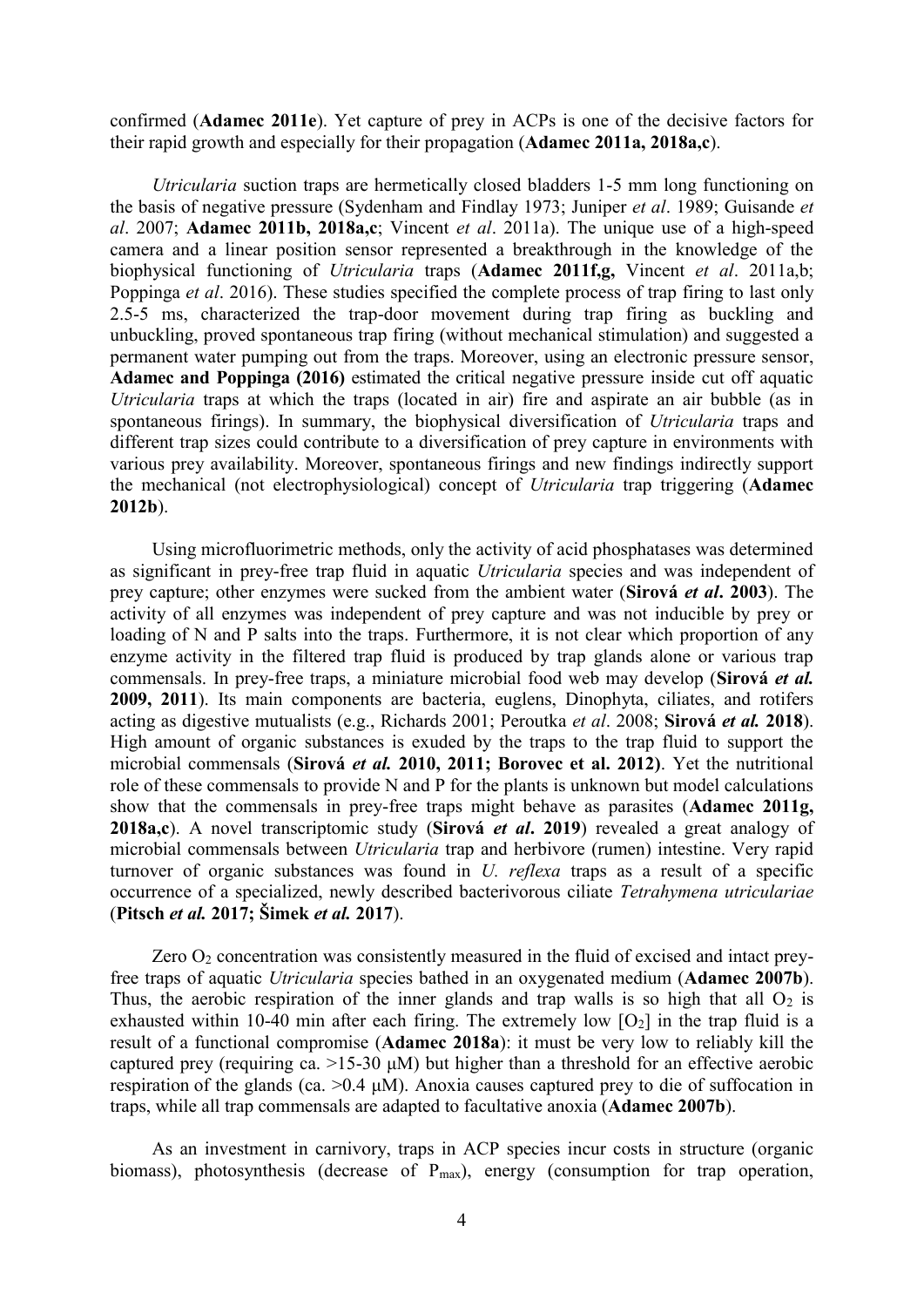confirmed (**Adamec 2011e**). Yet capture of prey in ACPs is one of the decisive factors for their rapid growth and especially for their propagation (**Adamec 2011a, 2018a,c**).

*Utricularia* suction traps are hermetically closed bladders 1-5 mm long functioning on the basis of negative pressure (Sydenham and Findlay 1973; Juniper *et al*. 1989; Guisande *et al*. 2007; **Adamec 2011b, 2018a,c**; Vincent *et al*. 2011a). The unique use of a high-speed camera and a linear position sensor represented a breakthrough in the knowledge of the biophysical functioning of *Utricularia* traps (**Adamec 2011f,g,** Vincent *et al*. 2011a,b; Poppinga *et al*. 2016). These studies specified the complete process of trap firing to last only 2.5-5 ms, characterized the trap-door movement during trap firing as buckling and unbuckling, proved spontaneous trap firing (without mechanical stimulation) and suggested a permanent water pumping out from the traps. Moreover, using an electronic pressure sensor, **Adamec and Poppinga (2016)** estimated the critical negative pressure inside cut off aquatic *Utricularia* traps at which the traps (located in air) fire and aspirate an air bubble (as in spontaneous firings). In summary, the biophysical diversification of *Utricularia* traps and different trap sizes could contribute to a diversification of prey capture in environments with various prey availability. Moreover, spontaneous firings and new findings indirectly support the mechanical (not electrophysiological) concept of *Utricularia* trap triggering (**Adamec 2012b**).

Using microfluorimetric methods, only the activity of acid phosphatases was determined as significant in prey-free trap fluid in aquatic *Utricularia* species and was independent of prey capture; other enzymes were sucked from the ambient water (**Sirová *et al*. 2003**). The activity of all enzymes was independent of prey capture and was not inducible by prey or loading of N and P salts into the traps. Furthermore, it is not clear which proportion of any enzyme activity in the filtered trap fluid is produced by trap glands alone or various trap commensals. In prey-free traps, a miniature microbial food web may develop (**Sirová *et al.* 2009, 2011**). Its main components are bacteria, euglens, Dinophyta, ciliates, and rotifers acting as digestive mutualists (e.g., Richards 2001; Peroutka *et al*. 2008; **Sirová *et al.* 2018**). High amount of organic substances is exuded by the traps to the trap fluid to support the microbial commensals (**Sirová *et al.* 2010, 2011; Borovec et al. 2012)**. Yet the nutritional role of these commensals to provide N and P for the plants is unknown but model calculations show that the commensals in prey-free traps might behave as parasites (**Adamec 2011g, 2018a,c**). A novel transcriptomic study (**Sirová *et al*. 2019**) revealed a great analogy of microbial commensals between *Utricularia* trap and herbivore (rumen) intestine. Very rapid turnover of organic substances was found in *U. reflexa* traps as a result of a specific occurrence of a specialized, newly described bacterivorous ciliate *Tetrahymena utriculariae* (**Pitsch *et al.* 2017; Šimek *et al.* 2017**).

Zero $O_2$ concentration was consistently measured in the fluid of excised and intact prey-free traps of aquatic *Utricularia* species bathed in an oxygenated medium (**Adamec 2007b**). Thus, the aerobic respiration of the inner glands and trap walls is so high that all $O_2$ is exhausted within 10-40 min after each firing. The extremely low $[O_2]$ in the trap fluid is a result of a functional compromise (**Adamec 2018a**): it must be very low to reliably kill the captured prey (requiring ca. >15-30 μM) but higher than a threshold for an effective aerobic respiration of the glands (ca. >0.4 μM). Anoxia causes captured prey to die of suffocation in traps, while all trap commensals are adapted to facultative anoxia (**Adamec 2007b**).

As an investment in carnivory, traps in ACP species incur costs in structure (organic biomass), photosynthesis (decrease of $P_{max}$), energy (consumption for trap operation,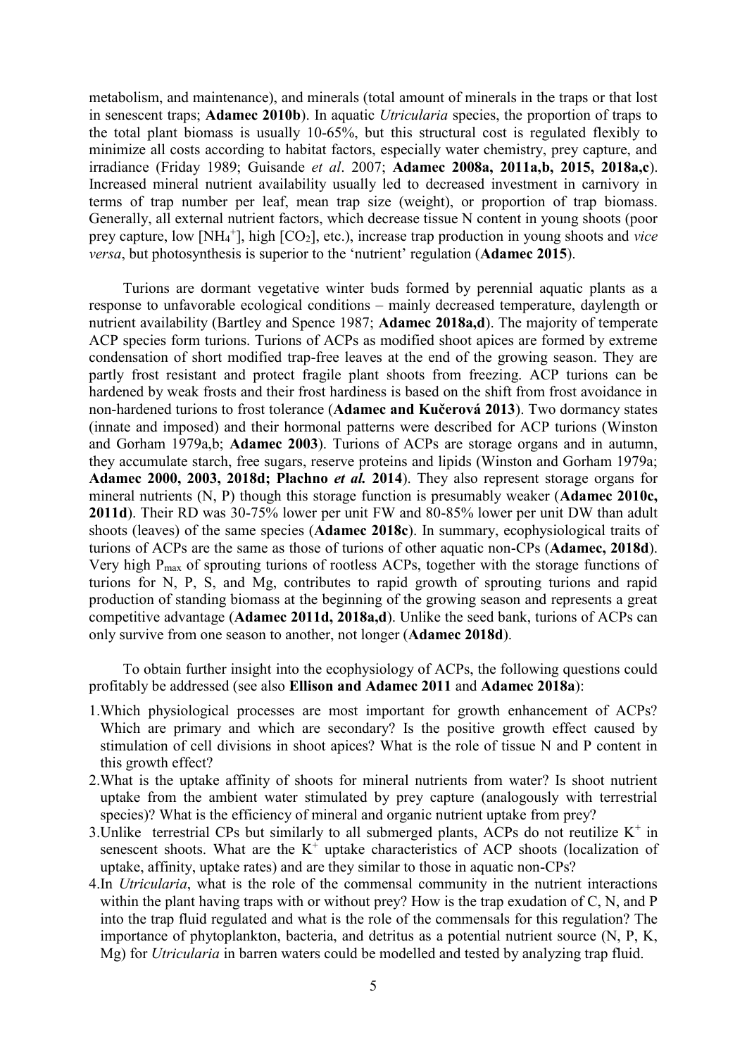metabolism, and maintenance), and minerals (total amount of minerals in the traps or that lost in senescent traps; **Adamec 2010b**). In aquatic *Utricularia* species, the proportion of traps to the total plant biomass is usually 10-65%, but this structural cost is regulated flexibly to minimize all costs according to habitat factors, especially water chemistry, prey capture, and irradiance (Friday 1989; Guisande *et al*. 2007; **Adamec 2008a, 2011a,b, 2015, 2018a,c**). Increased mineral nutrient availability usually led to decreased investment in carnivory in terms of trap number per leaf, mean trap size (weight), or proportion of trap biomass. Generally, all external nutrient factors, which decrease tissue N content in young shoots (poor prey capture, low [$NH_4^+$], high [$CO_2$], etc.), increase trap production in young shoots and *vice versa*, but photosynthesis is superior to the 'nutrient' regulation (**Adamec 2015**).

Turions are dormant vegetative winter buds formed by perennial aquatic plants as a response to unfavorable ecological conditions – mainly decreased temperature, daylength or nutrient availability (Bartley and Spence 1987; **Adamec 2018a,d**). The majority of temperate ACP species form turions. Turions of ACPs as modified shoot apices are formed by extreme condensation of short modified trap-free leaves at the end of the growing season. They are partly frost resistant and protect fragile plant shoots from freezing. ACP turions can be hardened by weak frosts and their frost hardiness is based on the shift from frost avoidance in non-hardened turions to frost tolerance (**Adamec and Kučerová 2013**). Two dormancy states (innate and imposed) and their hormonal patterns were described for ACP turions (Winston and Gorham 1979a,b; **Adamec 2003**). Turions of ACPs are storage organs and in autumn, they accumulate starch, free sugars, reserve proteins and lipids (Winston and Gorham 1979a; **Adamec 2000, 2003, 2018d; Płachno *et al.* 2014**). They also represent storage organs for mineral nutrients (N, P) though this storage function is presumably weaker (**Adamec 2010c, 2011d**). Their RD was 30-75% lower per unit FW and 80-85% lower per unit DW than adult shoots (leaves) of the same species (**Adamec 2018c**). In summary, ecophysiological traits of turions of ACPs are the same as those of turions of other aquatic non-CPs (**Adamec, 2018d**). Very high $P_{max}$ of sprouting turions of rootless ACPs, together with the storage functions of turions for N, P, S, and Mg, contributes to rapid growth of sprouting turions and rapid production of standing biomass at the beginning of the growing season and represents a great competitive advantage (**Adamec 2011d, 2018a,d**). Unlike the seed bank, turions of ACPs can only survive from one season to another, not longer (**Adamec 2018d**).

To obtain further insight into the ecophysiology of ACPs, the following questions could profitably be addressed (see also **Ellison and Adamec 2011** and **Adamec 2018a**):

1. Which physiological processes are most important for growth enhancement of ACPs? Which are primary and which are secondary? Is the positive growth effect caused by stimulation of cell divisions in shoot apices? What is the role of tissue N and P content in this growth effect?
2. What is the uptake affinity of shoots for mineral nutrients from water? Is shoot nutrient uptake from the ambient water stimulated by prey capture (analogously with terrestrial species)? What is the efficiency of mineral and organic nutrient uptake from prey?
3. Unlike terrestrial CPs but similarly to all submerged plants, ACPs do not reutilize $K^+$ in senescent shoots. What are the $K^+$ uptake characteristics of ACP shoots (localization of uptake, affinity, uptake rates) and are they similar to those in aquatic non-CPs?
4. In *Utricularia*, what is the role of the commensal community in the nutrient interactions within the plant having traps with or without prey? How is the trap exudation of C, N, and P into the trap fluid regulated and what is the role of the commensals for this regulation? The importance of phytoplankton, bacteria, and detritus as a potential nutrient source (N, P, K, Mg) for *Utricularia* in barren waters could be modelled and tested by analyzing trap fluid.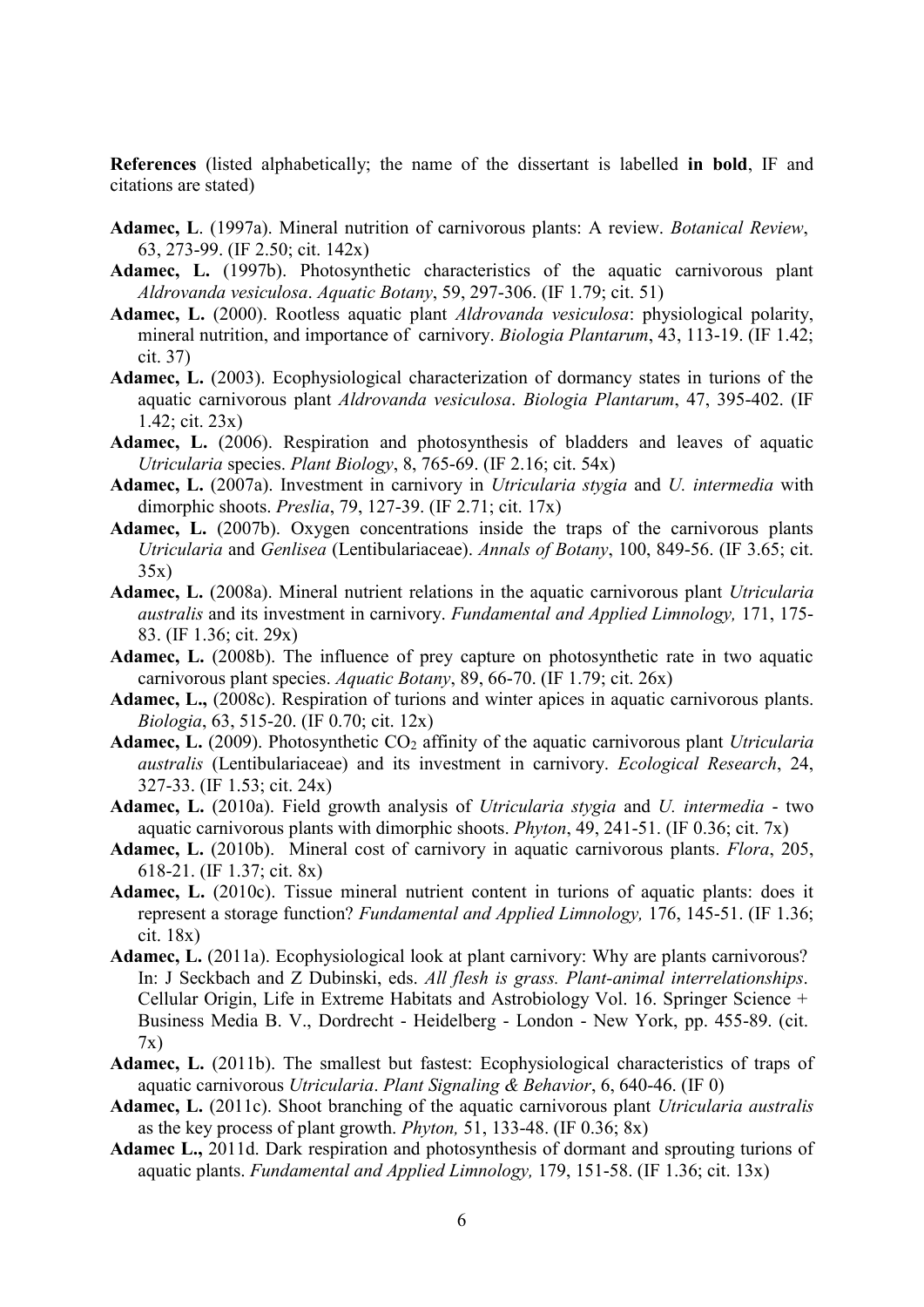**References** (listed alphabetically; the name of the dissertant is labelled **in bold**, IF and citations are stated)

**Adamec, L**. (1997a). Mineral nutrition of carnivorous plants: A review. *Botanical Review*, 63, 273-99. (IF 2.50; cit. 142x)

**Adamec, L.** (1997b). Photosynthetic characteristics of the aquatic carnivorous plant *Aldrovanda vesiculosa*. *Aquatic Botany*, 59, 297-306. (IF 1.79; cit. 51)

**Adamec, L.** (2000). Rootless aquatic plant *Aldrovanda vesiculosa*: physiological polarity, mineral nutrition, and importance of carnivory. *Biologia Plantarum*, 43, 113-19. (IF 1.42; cit. 37)

**Adamec, L.** (2003). Ecophysiological characterization of dormancy states in turions of the aquatic carnivorous plant *Aldrovanda vesiculosa*. *Biologia Plantarum*, 47, 395-402. (IF 1.42; cit. 23x)

**Adamec, L.** (2006). Respiration and photosynthesis of bladders and leaves of aquatic *Utricularia* species. *Plant Biology*, 8, 765-69. (IF 2.16; cit. 54x)

**Adamec, L.** (2007a). Investment in carnivory in *Utricularia stygia* and *U. intermedia* with dimorphic shoots. *Preslia*, 79, 127-39. (IF 2.71; cit. 17x)

**Adamec, L.** (2007b). Oxygen concentrations inside the traps of the carnivorous plants *Utricularia* and *Genlisea* (Lentibulariaceae). *Annals of Botany*, 100, 849-56. (IF 3.65; cit. 35x)

**Adamec, L.** (2008a). Mineral nutrient relations in the aquatic carnivorous plant *Utricularia australis* and its investment in carnivory. *Fundamental and Applied Limnology,* 171, 175-83. (IF 1.36; cit. 29x)

**Adamec, L.** (2008b). The influence of prey capture on photosynthetic rate in two aquatic carnivorous plant species. *Aquatic Botany*, 89, 66-70. (IF 1.79; cit. 26x)

**Adamec, L.,** (2008c). Respiration of turions and winter apices in aquatic carnivorous plants. *Biologia*, 63, 515-20. (IF 0.70; cit. 12x)

**Adamec, L.** (2009). Photosynthetic $CO_2$ affinity of the aquatic carnivorous plant *Utricularia australis* (Lentibulariaceae) and its investment in carnivory. *Ecological Research*, 24, 327-33. (IF 1.53; cit. 24x)

**Adamec, L.** (2010a). Field growth analysis of *Utricularia stygia* and *U. intermedia* - two aquatic carnivorous plants with dimorphic shoots. *Phyton*, 49, 241-51. (IF 0.36; cit. 7x)

**Adamec, L.** (2010b). Mineral cost of carnivory in aquatic carnivorous plants. *Flora*, 205, 618-21. (IF 1.37; cit. 8x)

**Adamec, L.** (2010c). Tissue mineral nutrient content in turions of aquatic plants: does it represent a storage function? *Fundamental and Applied Limnology,* 176, 145-51. (IF 1.36; cit. 18x)

**Adamec, L.** (2011a). Ecophysiological look at plant carnivory: Why are plants carnivorous? In: J Seckbach and Z Dubinski, eds. *All flesh is grass. Plant-animal interrelationships*. Cellular Origin, Life in Extreme Habitats and Astrobiology Vol. 16. Springer Science + Business Media B. V., Dordrecht - Heidelberg - London - New York, pp. 455-89. (cit. 7x)

**Adamec, L.** (2011b). The smallest but fastest: Ecophysiological characteristics of traps of aquatic carnivorous *Utricularia*. *Plant Signaling & Behavior*, 6, 640-46. (IF 0)

**Adamec, L.** (2011c). Shoot branching of the aquatic carnivorous plant *Utricularia australis* as the key process of plant growth. *Phyton,* 51, 133-48. (IF 0.36; 8x)

**Adamec L.,** 2011d. Dark respiration and photosynthesis of dormant and sprouting turions of aquatic plants. *Fundamental and Applied Limnology,* 179, 151-58. (IF 1.36; cit. 13x)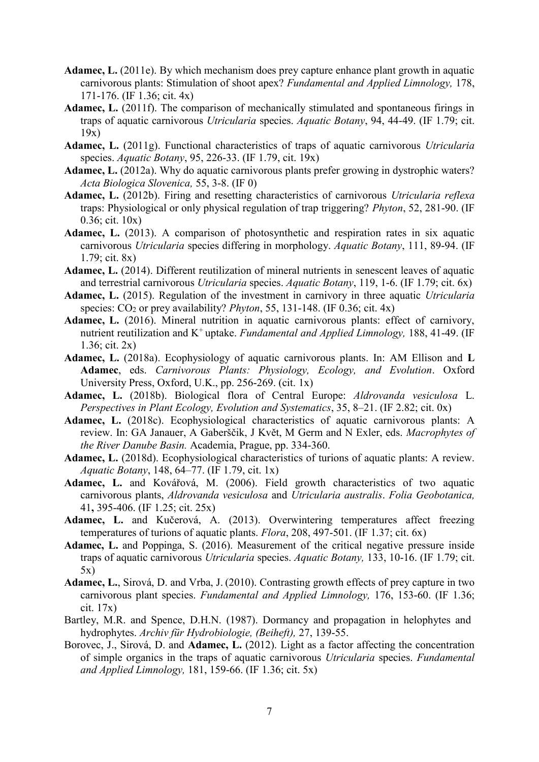**Adamec, L.** (2011e). By which mechanism does prey capture enhance plant growth in aquatic carnivorous plants: Stimulation of shoot apex? *Fundamental and Applied Limnology,* 178, 171-176. (IF 1.36; cit. 4x)

**Adamec, L.** (2011f). The comparison of mechanically stimulated and spontaneous firings in traps of aquatic carnivorous *Utricularia* species. *Aquatic Botany*, 94, 44-49. (IF 1.79; cit. 19x)

**Adamec, L.** (2011g). Functional characteristics of traps of aquatic carnivorous *Utricularia* species. *Aquatic Botany*, 95, 226-33. (IF 1.79, cit. 19x)

**Adamec, L.** (2012a). Why do aquatic carnivorous plants prefer growing in dystrophic waters? *Acta Biologica Slovenica,* 55, 3-8. (IF 0)

**Adamec, L.** (2012b). Firing and resetting characteristics of carnivorous *Utricularia reflexa* traps: Physiological or only physical regulation of trap triggering? *Phyton*, 52, 281-90. (IF 0.36; cit. 10x)

**Adamec, L.** (2013). A comparison of photosynthetic and respiration rates in six aquatic carnivorous *Utricularia* species differing in morphology. *Aquatic Botany*, 111, 89-94. (IF 1.79; cit. 8x)

**Adamec, L.** (2014). Different reutilization of mineral nutrients in senescent leaves of aquatic and terrestrial carnivorous *Utricularia* species. *Aquatic Botany*, 119, 1-6. (IF 1.79; cit. 6x)

**Adamec, L.** (2015). Regulation of the investment in carnivory in three aquatic *Utricularia* species: $CO_2$ or prey availability? *Phyton*, 55, 131-148. (IF 0.36; cit. 4x)

**Adamec, L.** (2016). Mineral nutrition in aquatic carnivorous plants: effect of carnivory, nutrient reutilization and $K^+$ uptake. *Fundamental and Applied Limnology,* 188, 41-49. (IF 1.36; cit. 2x)

**Adamec, L.** (2018a). Ecophysiology of aquatic carnivorous plants. In: AM Ellison and **L Adamec**, eds. *Carnivorous Plants: Physiology, Ecology, and Evolution*. Oxford University Press, Oxford, U.K., pp. 256-269. (cit. 1x)

**Adamec, L.** (2018b). Biological flora of Central Europe: *Aldrovanda vesiculosa* L. *Perspectives in Plant Ecology, Evolution and Systematics*, 35, 8–21. (IF 2.82; cit. 0x)

**Adamec, L.** (2018c). Ecophysiological characteristics of aquatic carnivorous plants: A review. In: GA Janauer, A Gaberščik, J Květ, M Germ and N Exler, eds. *Macrophytes of the River Danube Basin.* Academia, Prague, pp. 334-360.

**Adamec, L.** (2018d). Ecophysiological characteristics of turions of aquatic plants: A review. *Aquatic Botany*, 148, 64–77. (IF 1.79, cit. 1x)

**Adamec, L.** and Kovářová, M. (2006). Field growth characteristics of two aquatic carnivorous plants, *Aldrovanda vesiculosa* and *Utricularia australis*. *Folia Geobotanica,* 41**,** 395-406. (IF 1.25; cit. 25x)

**Adamec, L.** and Kučerová, A. (2013). Overwintering temperatures affect freezing temperatures of turions of aquatic plants. *Flora*, 208, 497-501. (IF 1.37; cit. 6x)

**Adamec, L.** and Poppinga, S. (2016). Measurement of the critical negative pressure inside traps of aquatic carnivorous *Utricularia* species. *Aquatic Botany,* 133, 10-16. (IF 1.79; cit. 5x)

**Adamec, L.**, Sirová, D. and Vrba, J. (2010). Contrasting growth effects of prey capture in two carnivorous plant species. *Fundamental and Applied Limnology,* 176, 153-60. (IF 1.36; cit. 17x)

Bartley, M.R. and Spence, D.H.N. (1987). Dormancy and propagation in helophytes and hydrophytes. *Archiv für Hydrobiologie, (Beiheft),* 27, 139-55.

Borovec, J., Sirová, D. and **Adamec, L.** (2012). Light as a factor affecting the concentration of simple organics in the traps of aquatic carnivorous *Utricularia* species. *Fundamental and Applied Limnology,* 181, 159-66. (IF 1.36; cit. 5x)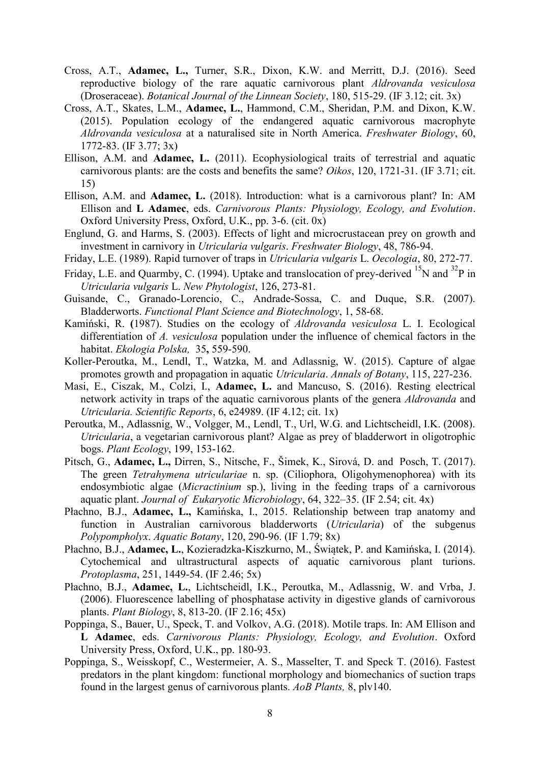Cross, A.T., **Adamec, L.,** Turner, S.R., Dixon, K.W. and Merritt, D.J. (2016). Seed reproductive biology of the rare aquatic carnivorous plant *Aldrovanda vesiculosa* (Droseraceae). *Botanical Journal of the Linnean Society*, 180, 515-29. (IF 3.12; cit. 3x)

Cross, A.T., Skates, L.M., **Adamec, L.**, Hammond, C.M., Sheridan, P.M. and Dixon, K.W. (2015). Population ecology of the endangered aquatic carnivorous macrophyte *Aldrovanda vesiculosa* at a naturalised site in North America. *Freshwater Biology*, 60, 1772-83. (IF 3.77; 3x)

Ellison, A.M. and **Adamec, L.** (2011). Ecophysiological traits of terrestrial and aquatic carnivorous plants: are the costs and benefits the same? *Oikos*, 120, 1721-31. (IF 3.71; cit. 15)

Ellison, A.M. and **Adamec, L.** (2018). Introduction: what is a carnivorous plant? In: AM Ellison and **L Adamec**, eds. *Carnivorous Plants: Physiology, Ecology, and Evolution*. Oxford University Press, Oxford, U.K., pp. 3-6. (cit. 0x)

Englund, G. and Harms, S. (2003). Effects of light and microcrustacean prey on growth and investment in carnivory in *Utricularia vulgaris*. *Freshwater Biology*, 48, 786-94.

Friday, L.E. (1989). Rapid turnover of traps in *Utricularia vulgaris* L. *Oecologia*, 80, 272-77.

Friday, L.E. and Quarmby, C. (1994). Uptake and translocation of prey-derived $^{15}$N and $^{32}$P in *Utricularia vulgaris* L. *New Phytologist*, 126, 273-81.

Guisande, C., Granado-Lorencio, C., Andrade-Sossa, C. and Duque, S.R. (2007). Bladderworts. *Functional Plant Science and Biotechnology*, 1, 58-68.

Kamiński, R. **(**1987). Studies on the ecology of *Aldrovanda vesiculosa* L. I. Ecological differentiation of *A. vesiculosa* population under the influence of chemical factors in the habitat. *Ekologia Polska,* 35**,** 559-590.

Koller-Peroutka, M., Lendl, T., Watzka, M. and Adlassnig, W. (2015). Capture of algae promotes growth and propagation in aquatic *Utricularia*. *Annals of Botany*, 115, 227-236.

Masi, E., Ciszak, M., Colzi, I., **Adamec, L.** and Mancuso, S. (2016). Resting electrical network activity in traps of the aquatic carnivorous plants of the genera *Aldrovanda* and *Utricularia. Scientific Reports*, 6, e24989. (IF 4.12; cit. 1x)

Peroutka, M., Adlassnig, W., Volgger, M., Lendl, T., Url, W.G. and Lichtscheidl, I.K. (2008). *Utricularia*, a vegetarian carnivorous plant? Algae as prey of bladderwort in oligotrophic bogs. *Plant Ecology*, 199, 153-162.

Pitsch, G., **Adamec, L.,** Dirren, S., Nitsche, F., Šimek, K., Sirová, D. and Posch, T. (2017). The green *Tetrahymena utriculariae* n. sp. (Ciliophora, Oligohymenophorea) with its endosymbiotic algae (*Micractinium* sp.), living in the feeding traps of a carnivorous aquatic plant. *Journal of Eukaryotic Microbiology*, 64, 322–35. (IF 2.54; cit. 4x)

Płachno, B.J., **Adamec, L.,** Kamińska, I., 2015. Relationship between trap anatomy and function in Australian carnivorous bladderworts (*Utricularia*) of the subgenus *Polypompholyx*. *Aquatic Botany*, 120, 290-96. (IF 1.79; 8x)

Płachno, B.J., **Adamec, L.**, Kozieradzka-Kiszkurno, M., Świątek, P. and Kamińska, I. (2014). Cytochemical and ultrastructural aspects of aquatic carnivorous plant turions. *Protoplasma*, 251, 1449-54. (IF 2.46; 5x)

Płachno, B.J., **Adamec, L.**, Lichtscheidl, I.K., Peroutka, M., Adlassnig, W. and Vrba, J. (2006). Fluorescence labelling of phosphatase activity in digestive glands of carnivorous plants. *Plant Biology*, 8, 813-20. (IF 2.16; 45x)

Poppinga, S., Bauer, U., Speck, T. and Volkov, A.G. (2018). Motile traps. In: AM Ellison and **L Adamec**, eds. *Carnivorous Plants: Physiology, Ecology, and Evolution*. Oxford University Press, Oxford, U.K., pp. 180-93.

Poppinga, S., Weisskopf, C., Westermeier, A. S., Masselter, T. and Speck T. (2016). Fastest predators in the plant kingdom: functional morphology and biomechanics of suction traps found in the largest genus of carnivorous plants. *AoB Plants,* 8, plv140.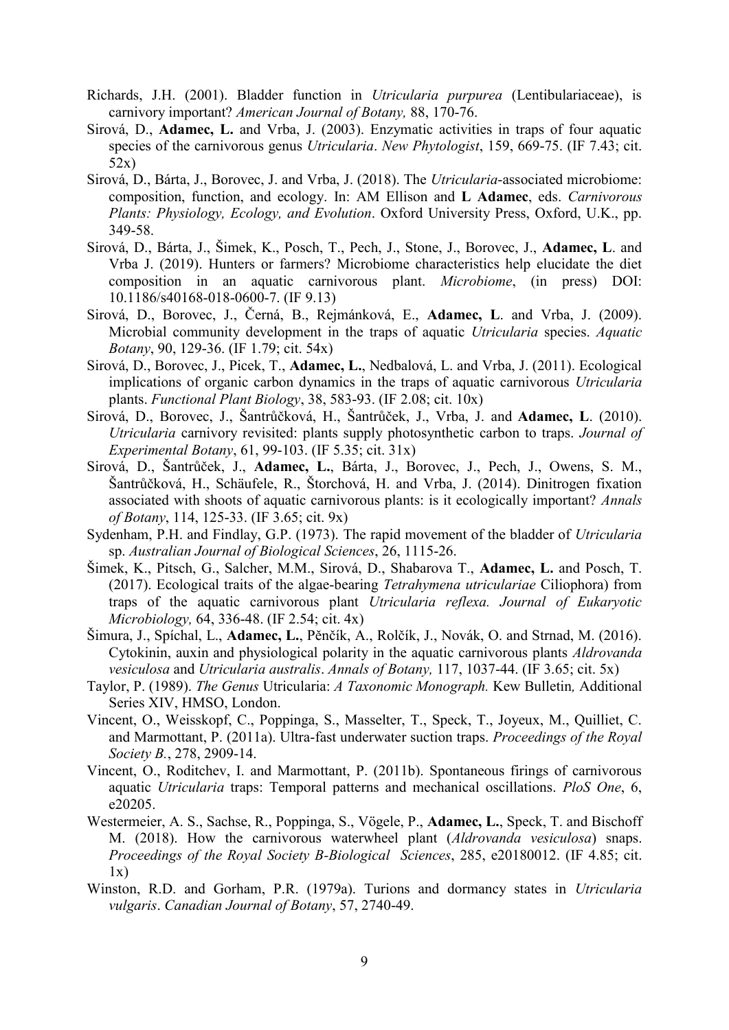Richards, J.H. (2001). Bladder function in *Utricularia purpurea* (Lentibulariaceae), is carnivory important? *American Journal of Botany,* 88, 170-76.

Sirová, D., **Adamec, L.** and Vrba, J. (2003). Enzymatic activities in traps of four aquatic species of the carnivorous genus *Utricularia*. *New Phytologist*, 159, 669-75. (IF 7.43; cit. 52x)

Sirová, D., Bárta, J., Borovec, J. and Vrba, J. (2018). The *Utricularia*-associated microbiome: composition, function, and ecology. In: AM Ellison and **L Adamec**, eds. *Carnivorous Plants: Physiology, Ecology, and Evolution*. Oxford University Press, Oxford, U.K., pp. 349-58.

Sirová, D., Bárta, J., Šimek, K., Posch, T., Pech, J., Stone, J., Borovec, J., **Adamec, L**. and Vrba J. (2019). Hunters or farmers? Microbiome characteristics help elucidate the diet composition in an aquatic carnivorous plant. *Microbiome*, (in press) DOI: 10.1186/s40168-018-0600-7. (IF 9.13)

Sirová, D., Borovec, J., Černá, B., Rejmánková, E., **Adamec, L**. and Vrba, J. (2009). Microbial community development in the traps of aquatic *Utricularia* species. *Aquatic Botany*, 90, 129-36. (IF 1.79; cit. 54x)

Sirová, D., Borovec, J., Picek, T., **Adamec, L.**, Nedbalová, L. and Vrba, J. (2011). Ecological implications of organic carbon dynamics in the traps of aquatic carnivorous *Utricularia* plants. *Functional Plant Biology*, 38, 583-93. (IF 2.08; cit. 10x)

Sirová, D., Borovec, J., Šantrůčková, H., Šantrůček, J., Vrba, J. and **Adamec, L**. (2010). *Utricularia* carnivory revisited: plants supply photosynthetic carbon to traps. *Journal of Experimental Botany*, 61, 99-103. (IF 5.35; cit. 31x)

Sirová, D., Šantrůček, J., **Adamec, L.**, Bárta, J., Borovec, J., Pech, J., Owens, S. M., Šantrůčková, H., Schäufele, R., Štorchová, H. and Vrba, J. (2014). Dinitrogen fixation associated with shoots of aquatic carnivorous plants: is it ecologically important? *Annals of Botany*, 114, 125-33. (IF 3.65; cit. 9x)

Sydenham, P.H. and Findlay, G.P. (1973). The rapid movement of the bladder of *Utricularia* sp. *Australian Journal of Biological Sciences*, 26, 1115-26.

Šimek, K., Pitsch, G., Salcher, M.M., Sirová, D., Shabarova T., **Adamec, L.** and Posch, T. (2017). Ecological traits of the algae-bearing *Tetrahymena utriculariae* Ciliophora) from traps of the aquatic carnivorous plant *Utricularia reflexa. Journal of Eukaryotic Microbiology,* 64, 336-48. (IF 2.54; cit. 4x)

Šimura, J., Spíchal, L., **Adamec, L.**, Pěnčík, A., Rolčík, J., Novák, O. and Strnad, M. (2016). Cytokinin, auxin and physiological polarity in the aquatic carnivorous plants *Aldrovanda vesiculosa* and *Utricularia australis*. *Annals of Botany,* 117, 1037-44. (IF 3.65; cit. 5x)

Taylor, P. (1989). *The Genus* Utricularia: *A Taxonomic Monograph.* Kew Bulletin*,* Additional Series XIV, HMSO, London.

Vincent, O., Weisskopf, C., Poppinga, S., Masselter, T., Speck, T., Joyeux, M., Quilliet, C. and Marmottant, P. (2011a). Ultra-fast underwater suction traps. *Proceedings of the Royal Society B.*, 278, 2909-14.

Vincent, O., Roditchev, I. and Marmottant, P. (2011b). Spontaneous firings of carnivorous aquatic *Utricularia* traps: Temporal patterns and mechanical oscillations. *PloS One*, 6, e20205.

Westermeier, A. S., Sachse, R., Poppinga, S., Vögele, P., **Adamec, L.**, Speck, T. and Bischoff M. (2018). How the carnivorous waterwheel plant (*Aldrovanda vesiculosa*) snaps. *Proceedings of the Royal Society B-Biological Sciences*, 285, e20180012. (IF 4.85; cit. 1x)

Winston, R.D. and Gorham, P.R. (1979a). Turions and dormancy states in *Utricularia vulgaris*. *Canadian Journal of Botany*, 57, 2740-49.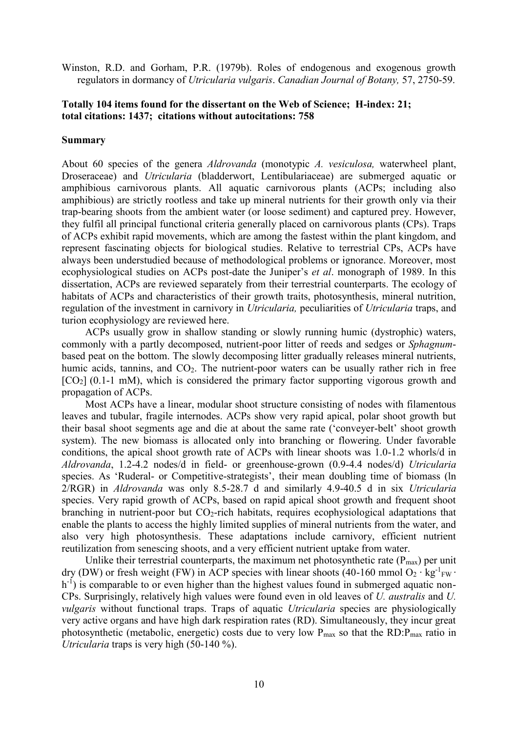Winston, R.D. and Gorham, P.R. (1979b). Roles of endogenous and exogenous growth regulators in dormancy of *Utricularia vulgaris*. *Canadian Journal of Botany,* 57, 2750-59.

**Totally 104 items found for the dissertant on the Web of Science; H-index: 21; total citations: 1437; citations without autocitations: 758**

## Summary

About 60 species of the genera *Aldrovanda* (monotypic *A. vesiculosa,* waterwheel plant, Droseraceae) and *Utricularia* (bladderwort, Lentibulariaceae) are submerged aquatic or amphibious carnivorous plants. All aquatic carnivorous plants (ACPs; including also amphibious) are strictly rootless and take up mineral nutrients for their growth only via their trap-bearing shoots from the ambient water (or loose sediment) and captured prey. However, they fulfil all principal functional criteria generally placed on carnivorous plants (CPs). Traps of ACPs exhibit rapid movements, which are among the fastest within the plant kingdom, and represent fascinating objects for biological studies. Relative to terrestrial CPs, ACPs have always been understudied because of methodological problems or ignorance. Moreover, most ecophysiological studies on ACPs post-date the Juniper's *et al*. monograph of 1989. In this dissertation, ACPs are reviewed separately from their terrestrial counterparts. The ecology of habitats of ACPs and characteristics of their growth traits, photosynthesis, mineral nutrition, regulation of the investment in carnivory in *Utricularia,* peculiarities of *Utricularia* traps, and turion ecophysiology are reviewed here.

ACPs usually grow in shallow standing or slowly running humic (dystrophic) waters, commonly with a partly decomposed, nutrient-poor litter of reeds and sedges or *Sphagnum*-based peat on the bottom. The slowly decomposing litter gradually releases mineral nutrients, humic acids, tannins, and $CO_2$. The nutrient-poor waters can be usually rather rich in free $[CO_2]$ (0.1-1 mM), which is considered the primary factor supporting vigorous growth and propagation of ACPs.

Most ACPs have a linear, modular shoot structure consisting of nodes with filamentous leaves and tubular, fragile internodes. ACPs show very rapid apical, polar shoot growth but their basal shoot segments age and die at about the same rate ('conveyer-belt' shoot growth system). The new biomass is allocated only into branching or flowering. Under favorable conditions, the apical shoot growth rate of ACPs with linear shoots was 1.0-1.2 whorls/d in *Aldrovanda*, 1.2-4.2 nodes/d in field- or greenhouse-grown (0.9-4.4 nodes/d) *Utricularia* species. As 'Ruderal- or Competitive-strategists', their mean doubling time of biomass (ln 2/RGR) in *Aldrovanda* was only 8.5-28.7 d and similarly 4.9-40.5 d in six *Utricularia* species. Very rapid growth of ACPs, based on rapid apical shoot growth and frequent shoot branching in nutrient-poor but $CO_2$-rich habitats, requires ecophysiological adaptations that enable the plants to access the highly limited supplies of mineral nutrients from the water, and also very high photosynthesis. These adaptations include carnivory, efficient nutrient reutilization from senescing shoots, and a very efficient nutrient uptake from water.

Unlike their terrestrial counterparts, the maximum net photosynthetic rate ($P_{max}$) per unit dry (DW) or fresh weight (FW) in ACP species with linear shoots (40-160 mmol $O_2 \cdot kg^{-1}_{FW} \cdot h^{-1}$) is comparable to or even higher than the highest values found in submerged aquatic non-CPs. Surprisingly, relatively high values were found even in old leaves of *U. australis* and *U. vulgaris* without functional traps. Traps of aquatic *Utricularia* species are physiologically very active organs and have high dark respiration rates (RD). Simultaneously, they incur great photosynthetic (metabolic, energetic) costs due to very low $P_{max}$ so that the $RD:P_{max}$ ratio in *Utricularia* traps is very high (50-140 %).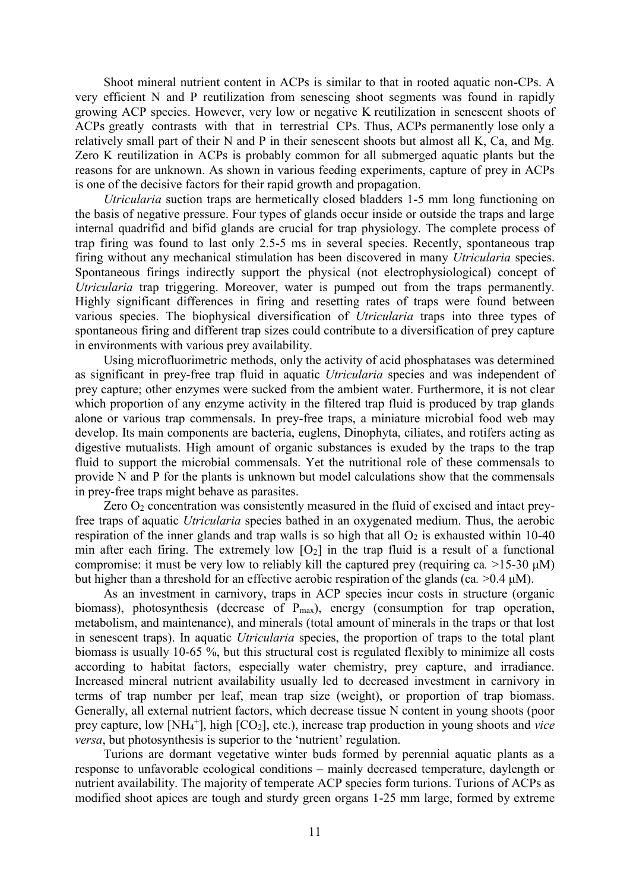Shoot mineral nutrient content in ACPs is similar to that in rooted aquatic non-CPs. A very efficient N and P reutilization from senescing shoot segments was found in rapidly growing ACP species. However, very low or negative K reutilization in senescent shoots of ACPs greatly contrasts with that in terrestrial CPs. Thus, ACPs permanently lose only a relatively small part of their N and P in their senescent shoots but almost all K, Ca, and Mg. Zero K reutilization in ACPs is probably common for all submerged aquatic plants but the reasons for are unknown. As shown in various feeding experiments, capture of prey in ACPs is one of the decisive factors for their rapid growth and propagation.

*Utricularia* suction traps are hermetically closed bladders 1-5 mm long functioning on the basis of negative pressure. Four types of glands occur inside or outside the traps and large internal quadrifid and bifid glands are crucial for trap physiology. The complete process of trap firing was found to last only 2.5-5 ms in several species. Recently, spontaneous trap firing without any mechanical stimulation has been discovered in many *Utricularia* species. Spontaneous firings indirectly support the physical (not electrophysiological) concept of *Utricularia* trap triggering. Moreover, water is pumped out from the traps permanently. Highly significant differences in firing and resetting rates of traps were found between various species. The biophysical diversification of *Utricularia* traps into three types of spontaneous firing and different trap sizes could contribute to a diversification of prey capture in environments with various prey availability.

Using microfluorimetric methods, only the activity of acid phosphatases was determined as significant in prey-free trap fluid in aquatic *Utricularia* species and was independent of prey capture; other enzymes were sucked from the ambient water. Furthermore, it is not clear which proportion of any enzyme activity in the filtered trap fluid is produced by trap glands alone or various trap commensals. In prey-free traps, a miniature microbial food web may develop. Its main components are bacteria, euglens, Dinophyta, ciliates, and rotifers acting as digestive mutualists. High amount of organic substances is exuded by the traps to the trap fluid to support the microbial commensals. Yet the nutritional role of these commensals to provide N and P for the plants is unknown but model calculations show that the commensals in prey-free traps might behave as parasites.

Zero $O_2$ concentration was consistently measured in the fluid of excised and intact prey-free traps of aquatic *Utricularia* species bathed in an oxygenated medium. Thus, the aerobic respiration of the inner glands and trap walls is so high that all $O_2$ is exhausted within 10-40 min after each firing. The extremely low $[O_2]$ in the trap fluid is a result of a functional compromise: it must be very low to reliably kill the captured prey (requiring ca. >15-30 μM) but higher than a threshold for an effective aerobic respiration of the glands (ca. >0.4 μM).

As an investment in carnivory, traps in ACP species incur costs in structure (organic biomass), photosynthesis (decrease of $P_{max}$), energy (consumption for trap operation, metabolism, and maintenance), and minerals (total amount of minerals in the traps or that lost in senescent traps). In aquatic *Utricularia* species, the proportion of traps to the total plant biomass is usually 10-65 %, but this structural cost is regulated flexibly to minimize all costs according to habitat factors, especially water chemistry, prey capture, and irradiance. Increased mineral nutrient availability usually led to decreased investment in carnivory in terms of trap number per leaf, mean trap size (weight), or proportion of trap biomass. Generally, all external nutrient factors, which decrease tissue N content in young shoots (poor prey capture, low $[NH_4^+]$, high $[CO_2]$, etc.), increase trap production in young shoots and *vice versa*, but photosynthesis is superior to the 'nutrient' regulation.

Turions are dormant vegetative winter buds formed by perennial aquatic plants as a response to unfavorable ecological conditions – mainly decreased temperature, daylength or nutrient availability. The majority of temperate ACP species form turions. Turions of ACPs as modified shoot apices are tough and sturdy green organs 1-25 mm large, formed by extreme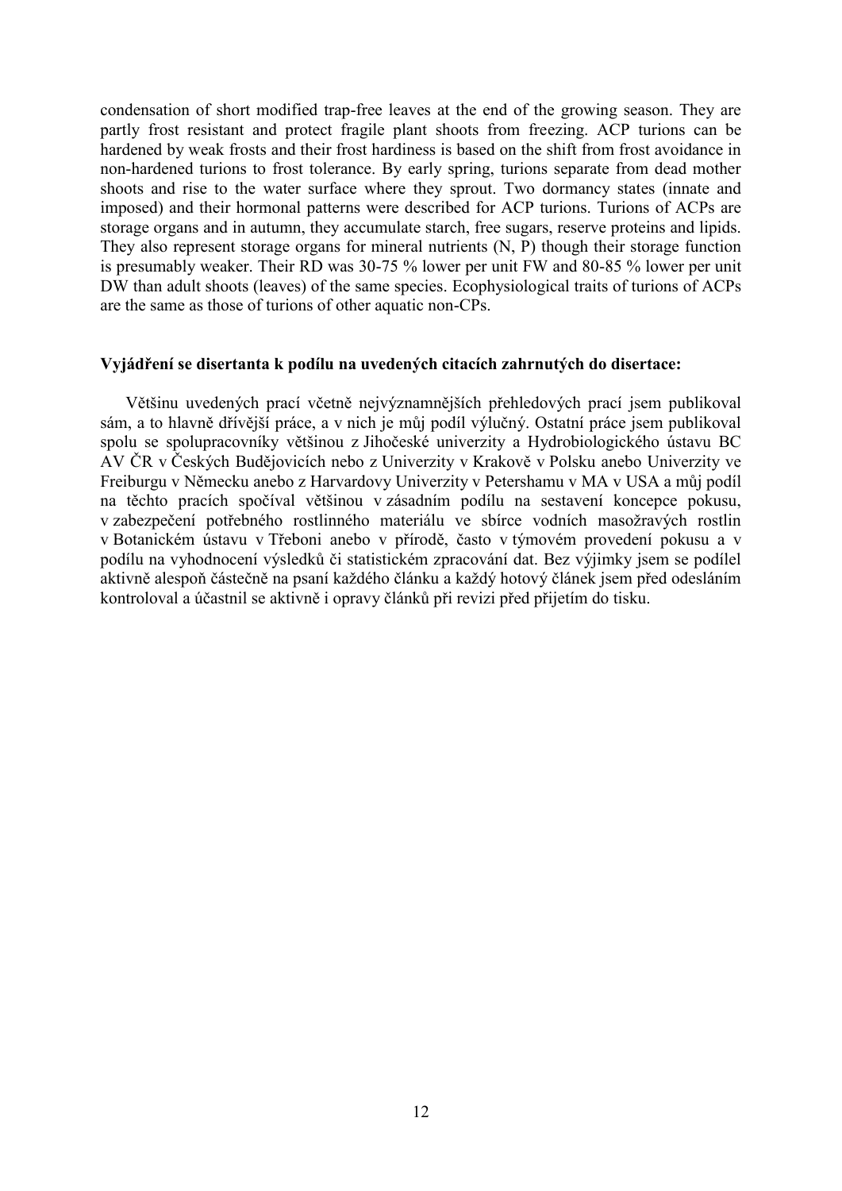condensation of short modified trap-free leaves at the end of the growing season. They are partly frost resistant and protect fragile plant shoots from freezing. ACP turions can be hardened by weak frosts and their frost hardiness is based on the shift from frost avoidance in non-hardened turions to frost tolerance. By early spring, turions separate from dead mother shoots and rise to the water surface where they sprout. Two dormancy states (innate and imposed) and their hormonal patterns were described for ACP turions. Turions of ACPs are storage organs and in autumn, they accumulate starch, free sugars, reserve proteins and lipids. They also represent storage organs for mineral nutrients (N, P) though their storage function is presumably weaker. Their RD was 30-75 % lower per unit FW and 80-85 % lower per unit DW than adult shoots (leaves) of the same species. Ecophysiological traits of turions of ACPs are the same as those of turions of other aquatic non-CPs.

**Vyjádření se disertanta k podílu na uvedených citacích zahrnutých do disertace:**

Většinu uvedených prací včetně nejvýznamnějších přehledových prací jsem publikoval sám, a to hlavně dřívější práce, a v nich je můj podíl výlučný. Ostatní práce jsem publikoval spolu se spolupracovníky většinou z Jihočeské univerzity a Hydrobiologického ústavu BC AV ČR v Českých Budějovicích nebo z Univerzity v Krakově v Polsku anebo Univerzity ve Freiburgu v Německu anebo z Harvardovy Univerzity v Petershamu v MA v USA a můj podíl na těchto pracích spočíval většinou v zásadním podílu na sestavení koncepce pokusu, v zabezpečení potřebného rostlinného materiálu ve sbírce vodních masožravých rostlin v Botanickém ústavu v Třeboni anebo v přírodě, často v týmovém provedení pokusu a v podílu na vyhodnocení výsledků či statistickém zpracování dat. Bez výjimky jsem se podílel aktivně alespoň částečně na psaní každého článku a každý hotový článek jsem před odesláním kontroloval a účastnil se aktivně i opravy článků při revizi před přijetím do tisku.